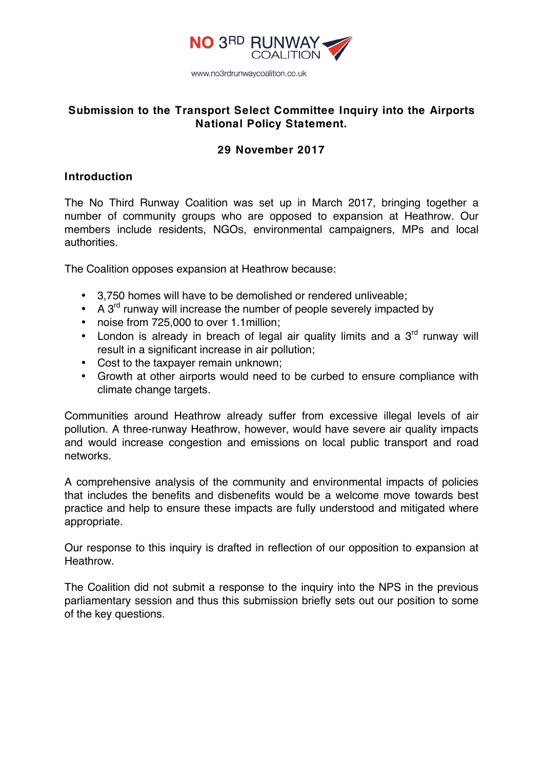NO 3RD RUNWAY COALITION

www.no3rdrunwaycoalition.co.uk

**Submission to the Transport Select Committee Inquiry into the Airports National Policy Statement.**

**29 November 2017**

## Introduction

The No Third Runway Coalition was set up in March 2017, bringing together a number of community groups who are opposed to expansion at Heathrow. Our members include residents, NGOs, environmental campaigners, MPs and local authorities.

The Coalition opposes expansion at Heathrow because:

- 3,750 homes will have to be demolished or rendered unliveable;
- A 3rd runway will increase the number of people severely impacted by
- noise from 725,000 to over 1.1million;
- London is already in breach of legal air quality limits and a 3rd runway will result in a significant increase in air pollution;
- Cost to the taxpayer remain unknown;
- Growth at other airports would need to be curbed to ensure compliance with climate change targets.

Communities around Heathrow already suffer from excessive illegal levels of air pollution. A three-runway Heathrow, however, would have severe air quality impacts and would increase congestion and emissions on local public transport and road networks.

A comprehensive analysis of the community and environmental impacts of policies that includes the benefits and disbenefits would be a welcome move towards best practice and help to ensure these impacts are fully understood and mitigated where appropriate.

Our response to this inquiry is drafted in reflection of our opposition to expansion at Heathrow.

The Coalition did not submit a response to the inquiry into the NPS in the previous parliamentary session and thus this submission briefly sets out our position to some of the key questions.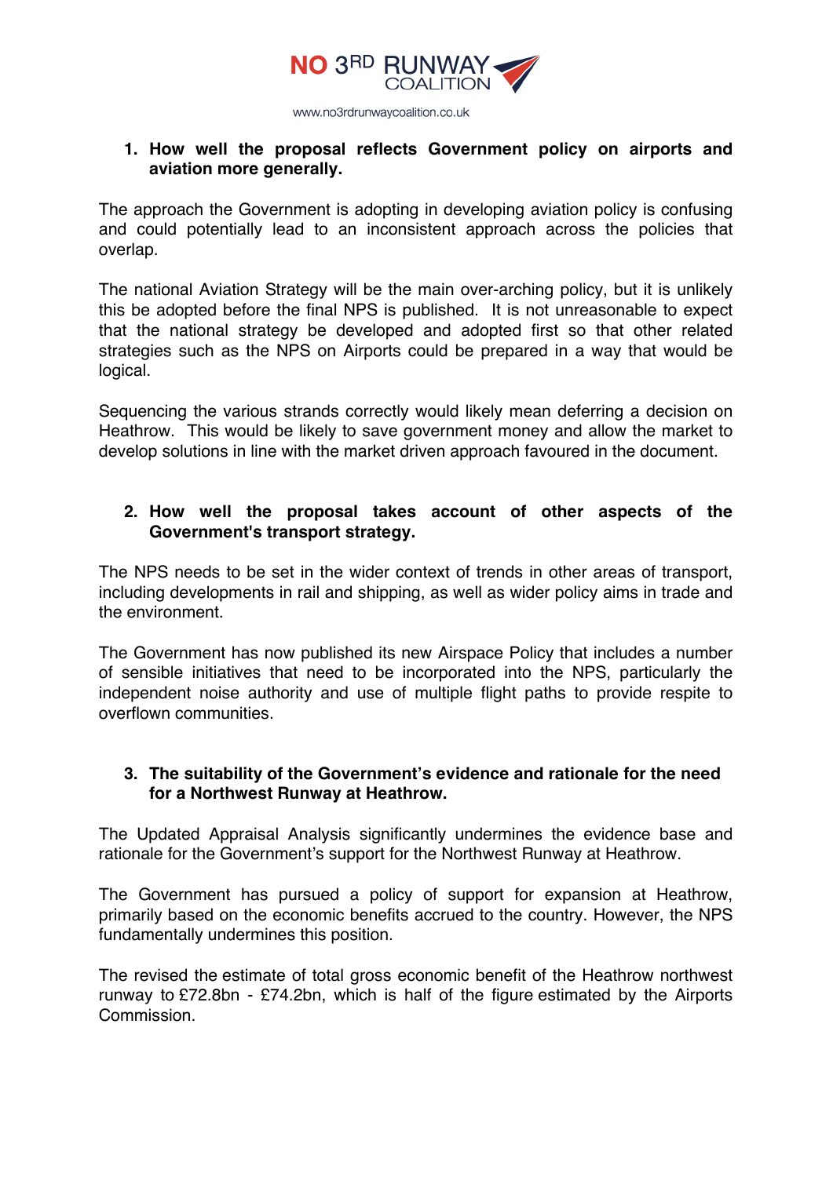1. **How well the proposal reflects Government policy on airports and aviation more generally.**

The approach the Government is adopting in developing aviation policy is confusing and could potentially lead to an inconsistent approach across the policies that overlap.

The national Aviation Strategy will be the main over-arching policy, but it is unlikely this be adopted before the final NPS is published. It is not unreasonable to expect that the national strategy be developed and adopted first so that other related strategies such as the NPS on Airports could be prepared in a way that would be logical.

Sequencing the various strands correctly would likely mean deferring a decision on Heathrow. This would be likely to save government money and allow the market to develop solutions in line with the market driven approach favoured in the document.

2. **How well the proposal takes account of other aspects of the Government's transport strategy.**

The NPS needs to be set in the wider context of trends in other areas of transport, including developments in rail and shipping, as well as wider policy aims in trade and the environment.

The Government has now published its new Airspace Policy that includes a number of sensible initiatives that need to be incorporated into the NPS, particularly the independent noise authority and use of multiple flight paths to provide respite to overflown communities.

3. **The suitability of the Government's evidence and rationale for the need for a Northwest Runway at Heathrow.**

The Updated Appraisal Analysis significantly undermines the evidence base and rationale for the Government's support for the Northwest Runway at Heathrow.

The Government has pursued a policy of support for expansion at Heathrow, primarily based on the economic benefits accrued to the country. However, the NPS fundamentally undermines this position.

The revised the estimate of total gross economic benefit of the Heathrow northwest runway to £72.8bn - £74.2bn, which is half of the figure estimated by the Airports Commission.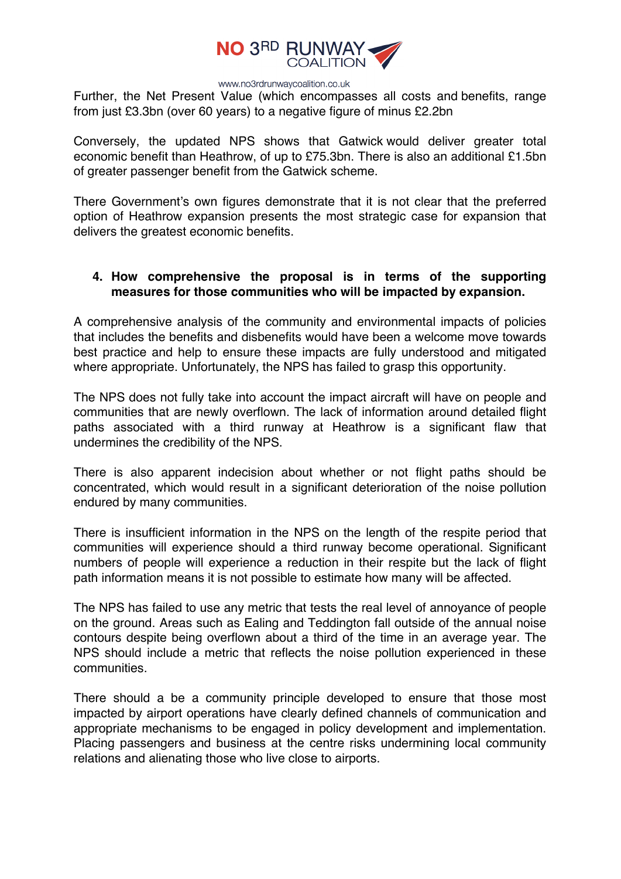Further, the Net Present Value (which encompasses all costs and benefits, range from just £3.3bn (over 60 years) to a negative figure of minus £2.2bn

Conversely, the updated NPS shows that Gatwick would deliver greater total economic benefit than Heathrow, of up to £75.3bn. There is also an additional £1.5bn of greater passenger benefit from the Gatwick scheme.

There Government's own figures demonstrate that it is not clear that the preferred option of Heathrow expansion presents the most strategic case for expansion that delivers the greatest economic benefits.

**4. How comprehensive the proposal is in terms of the supporting measures for those communities who will be impacted by expansion.**

A comprehensive analysis of the community and environmental impacts of policies that includes the benefits and disbenefits would have been a welcome move towards best practice and help to ensure these impacts are fully understood and mitigated where appropriate. Unfortunately, the NPS has failed to grasp this opportunity.

The NPS does not fully take into account the impact aircraft will have on people and communities that are newly overflown. The lack of information around detailed flight paths associated with a third runway at Heathrow is a significant flaw that undermines the credibility of the NPS.

There is also apparent indecision about whether or not flight paths should be concentrated, which would result in a significant deterioration of the noise pollution endured by many communities.

There is insufficient information in the NPS on the length of the respite period that communities will experience should a third runway become operational. Significant numbers of people will experience a reduction in their respite but the lack of flight path information means it is not possible to estimate how many will be affected.

The NPS has failed to use any metric that tests the real level of annoyance of people on the ground. Areas such as Ealing and Teddington fall outside of the annual noise contours despite being overflown about a third of the time in an average year. The NPS should include a metric that reflects the noise pollution experienced in these communities.

There should a be a community principle developed to ensure that those most impacted by airport operations have clearly defined channels of communication and appropriate mechanisms to be engaged in policy development and implementation. Placing passengers and business at the centre risks undermining local community relations and alienating those who live close to airports.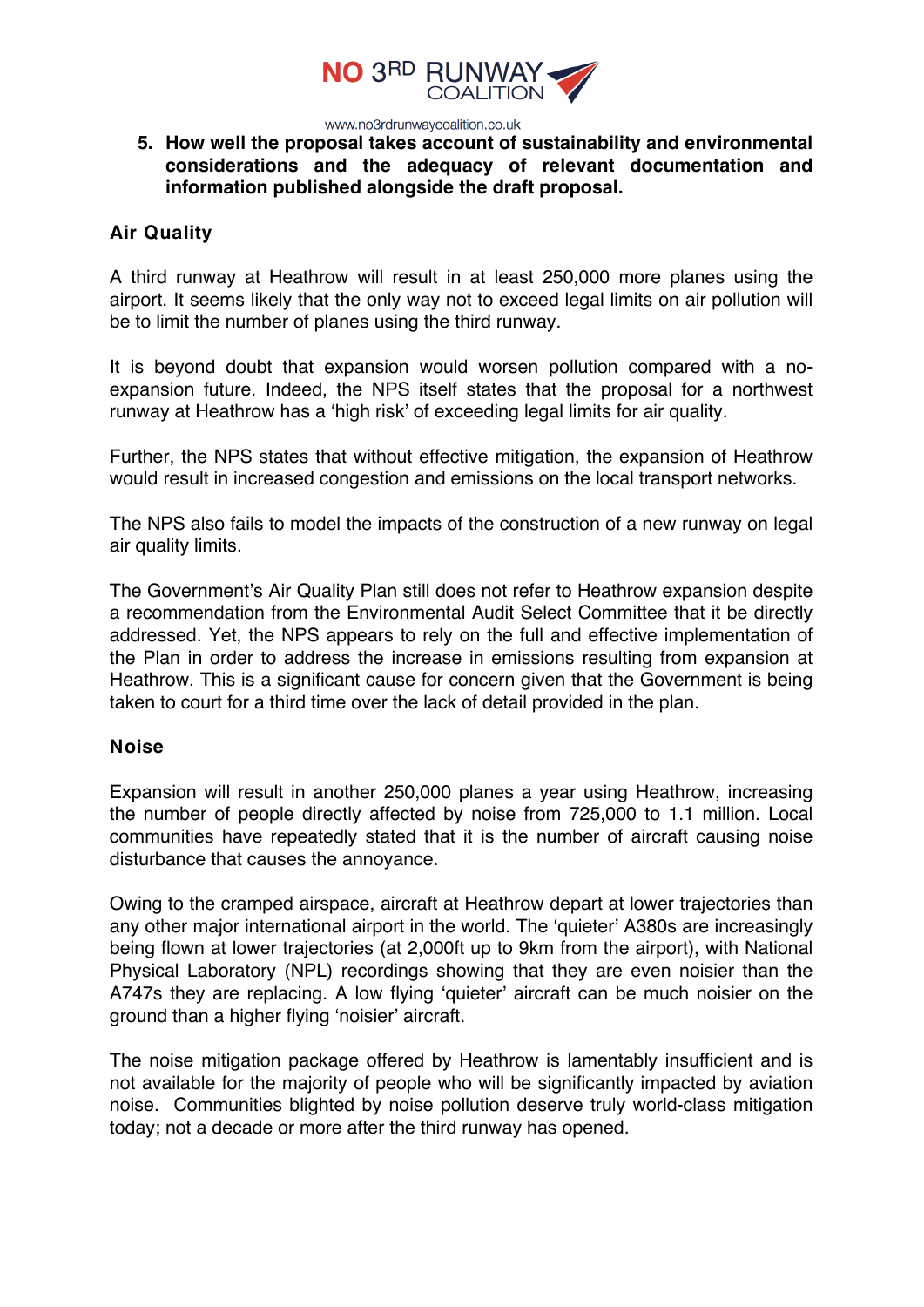5. **How well the proposal takes account of sustainability and environmental considerations and the adequacy of relevant documentation and information published alongside the draft proposal.**

### Air Quality

A third runway at Heathrow will result in at least 250,000 more planes using the airport. It seems likely that the only way not to exceed legal limits on air pollution will be to limit the number of planes using the third runway.

It is beyond doubt that expansion would worsen pollution compared with a no-expansion future. Indeed, the NPS itself states that the proposal for a northwest runway at Heathrow has a 'high risk' of exceeding legal limits for air quality.

Further, the NPS states that without effective mitigation, the expansion of Heathrow would result in increased congestion and emissions on the local transport networks.

The NPS also fails to model the impacts of the construction of a new runway on legal air quality limits.

The Government's Air Quality Plan still does not refer to Heathrow expansion despite a recommendation from the Environmental Audit Select Committee that it be directly addressed. Yet, the NPS appears to rely on the full and effective implementation of the Plan in order to address the increase in emissions resulting from expansion at Heathrow. This is a significant cause for concern given that the Government is being taken to court for a third time over the lack of detail provided in the plan.

### Noise

Expansion will result in another 250,000 planes a year using Heathrow, increasing the number of people directly affected by noise from 725,000 to 1.1 million. Local communities have repeatedly stated that it is the number of aircraft causing noise disturbance that causes the annoyance.

Owing to the cramped airspace, aircraft at Heathrow depart at lower trajectories than any other major international airport in the world. The 'quieter' A380s are increasingly being flown at lower trajectories (at 2,000ft up to 9km from the airport), with National Physical Laboratory (NPL) recordings showing that they are even noisier than the A747s they are replacing. A low flying 'quieter' aircraft can be much noisier on the ground than a higher flying 'noisier' aircraft.

The noise mitigation package offered by Heathrow is lamentably insufficient and is not available for the majority of people who will be significantly impacted by aviation noise. Communities blighted by noise pollution deserve truly world-class mitigation today; not a decade or more after the third runway has opened.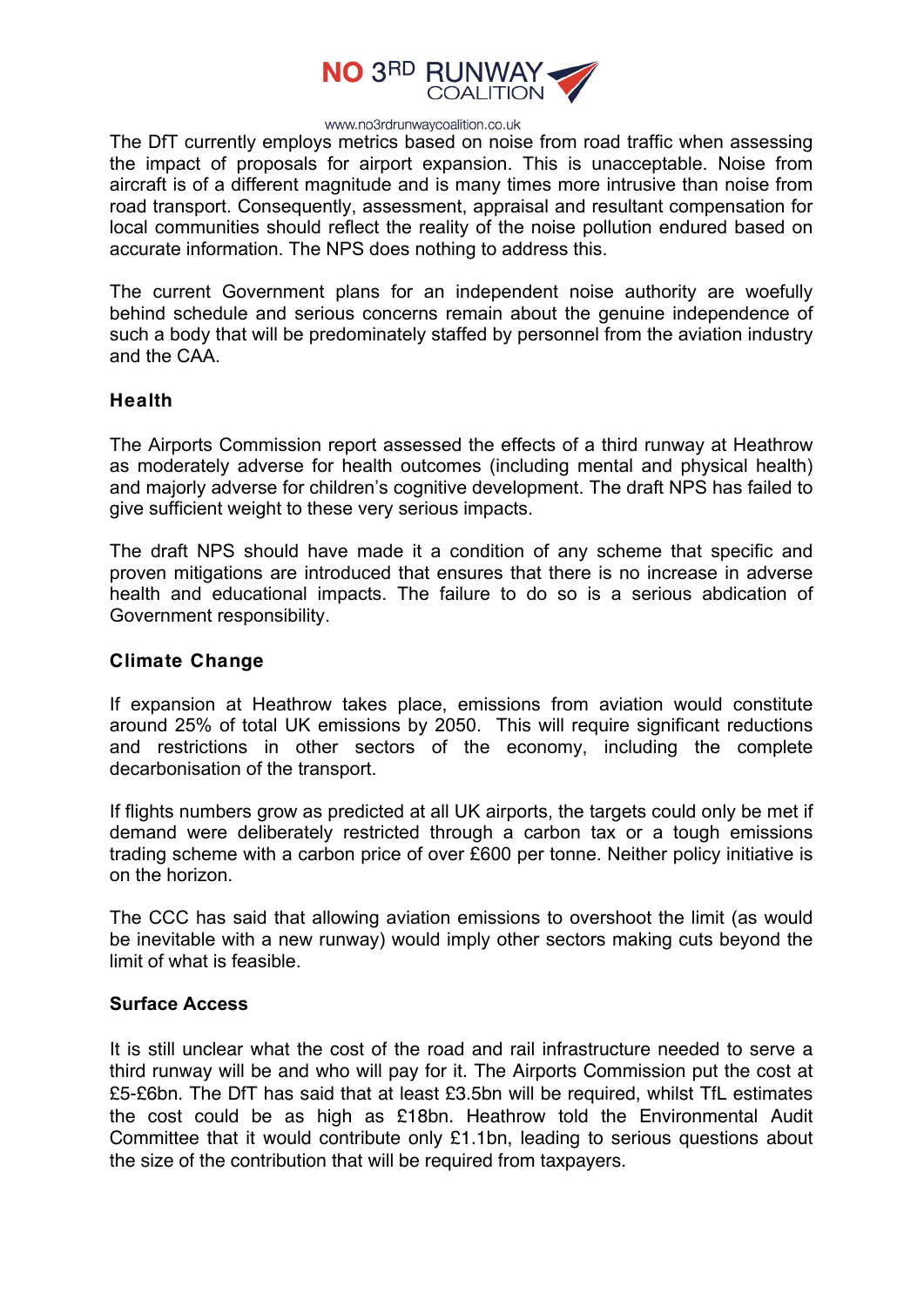The DfT currently employs metrics based on noise from road traffic when assessing the impact of proposals for airport expansion. This is unacceptable. Noise from aircraft is of a different magnitude and is many times more intrusive than noise from road transport. Consequently, assessment, appraisal and resultant compensation for local communities should reflect the reality of the noise pollution endured based on accurate information. The NPS does nothing to address this.

The current Government plans for an independent noise authority are woefully behind schedule and serious concerns remain about the genuine independence of such a body that will be predominately staffed by personnel from the aviation industry and the CAA.

### Health

The Airports Commission report assessed the effects of a third runway at Heathrow as moderately adverse for health outcomes (including mental and physical health) and majorly adverse for children's cognitive development. The draft NPS has failed to give sufficient weight to these very serious impacts.

The draft NPS should have made it a condition of any scheme that specific and proven mitigations are introduced that ensures that there is no increase in adverse health and educational impacts. The failure to do so is a serious abdication of Government responsibility.

### Climate Change

If expansion at Heathrow takes place, emissions from aviation would constitute around 25% of total UK emissions by 2050. This will require significant reductions and restrictions in other sectors of the economy, including the complete decarbonisation of the transport.

If flights numbers grow as predicted at all UK airports, the targets could only be met if demand were deliberately restricted through a carbon tax or a tough emissions trading scheme with a carbon price of over £600 per tonne. Neither policy initiative is on the horizon.

The CCC has said that allowing aviation emissions to overshoot the limit (as would be inevitable with a new runway) would imply other sectors making cuts beyond the limit of what is feasible.

### Surface Access

It is still unclear what the cost of the road and rail infrastructure needed to serve a third runway will be and who will pay for it. The Airports Commission put the cost at £5-£6bn. The DfT has said that at least £3.5bn will be required, whilst TfL estimates the cost could be as high as £18bn. Heathrow told the Environmental Audit Committee that it would contribute only £1.1bn, leading to serious questions about the size of the contribution that will be required from taxpayers.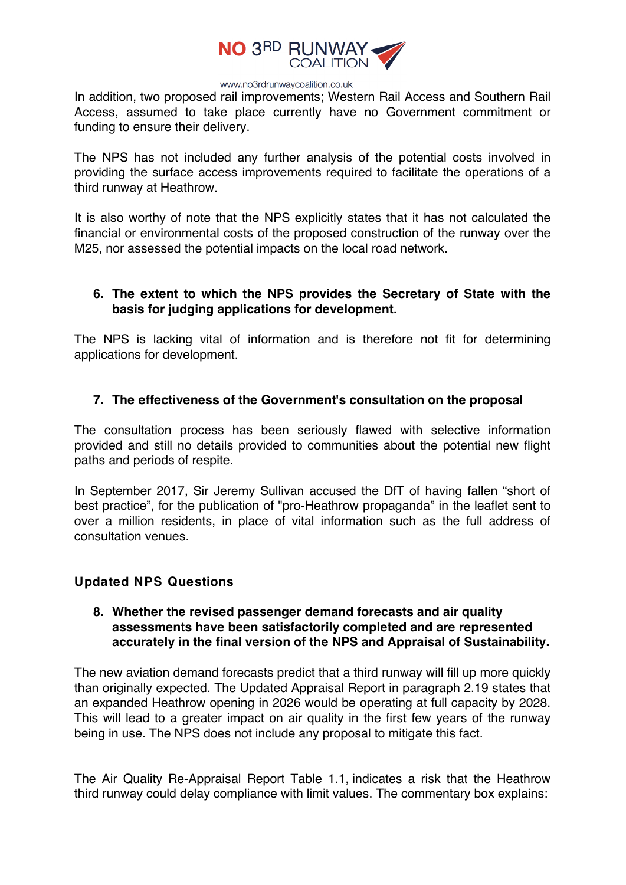In addition, two proposed rail improvements; Western Rail Access and Southern Rail Access, assumed to take place currently have no Government commitment or funding to ensure their delivery.

The NPS has not included any further analysis of the potential costs involved in providing the surface access improvements required to facilitate the operations of a third runway at Heathrow.

It is also worthy of note that the NPS explicitly states that it has not calculated the financial or environmental costs of the proposed construction of the runway over the M25, nor assessed the potential impacts on the local road network.

6. **The extent to which the NPS provides the Secretary of State with the basis for judging applications for development.**

The NPS is lacking vital of information and is therefore not fit for determining applications for development.

7. **The effectiveness of the Government's consultation on the proposal**

The consultation process has been seriously flawed with selective information provided and still no details provided to communities about the potential new flight paths and periods of respite.

In September 2017, Sir Jeremy Sullivan accused the DfT of having fallen "short of best practice", for the publication of "pro-Heathrow propaganda" in the leaflet sent to over a million residents, in place of vital information such as the full address of consultation venues.

## Updated NPS Questions

8. **Whether the revised passenger demand forecasts and air quality assessments have been satisfactorily completed and are represented accurately in the final version of the NPS and Appraisal of Sustainability.**

The new aviation demand forecasts predict that a third runway will fill up more quickly than originally expected. The Updated Appraisal Report in paragraph 2.19 states that an expanded Heathrow opening in 2026 would be operating at full capacity by 2028. This will lead to a greater impact on air quality in the first few years of the runway being in use. The NPS does not include any proposal to mitigate this fact.

The Air Quality Re-Appraisal Report Table 1.1, indicates a risk that the Heathrow third runway could delay compliance with limit values. The commentary box explains: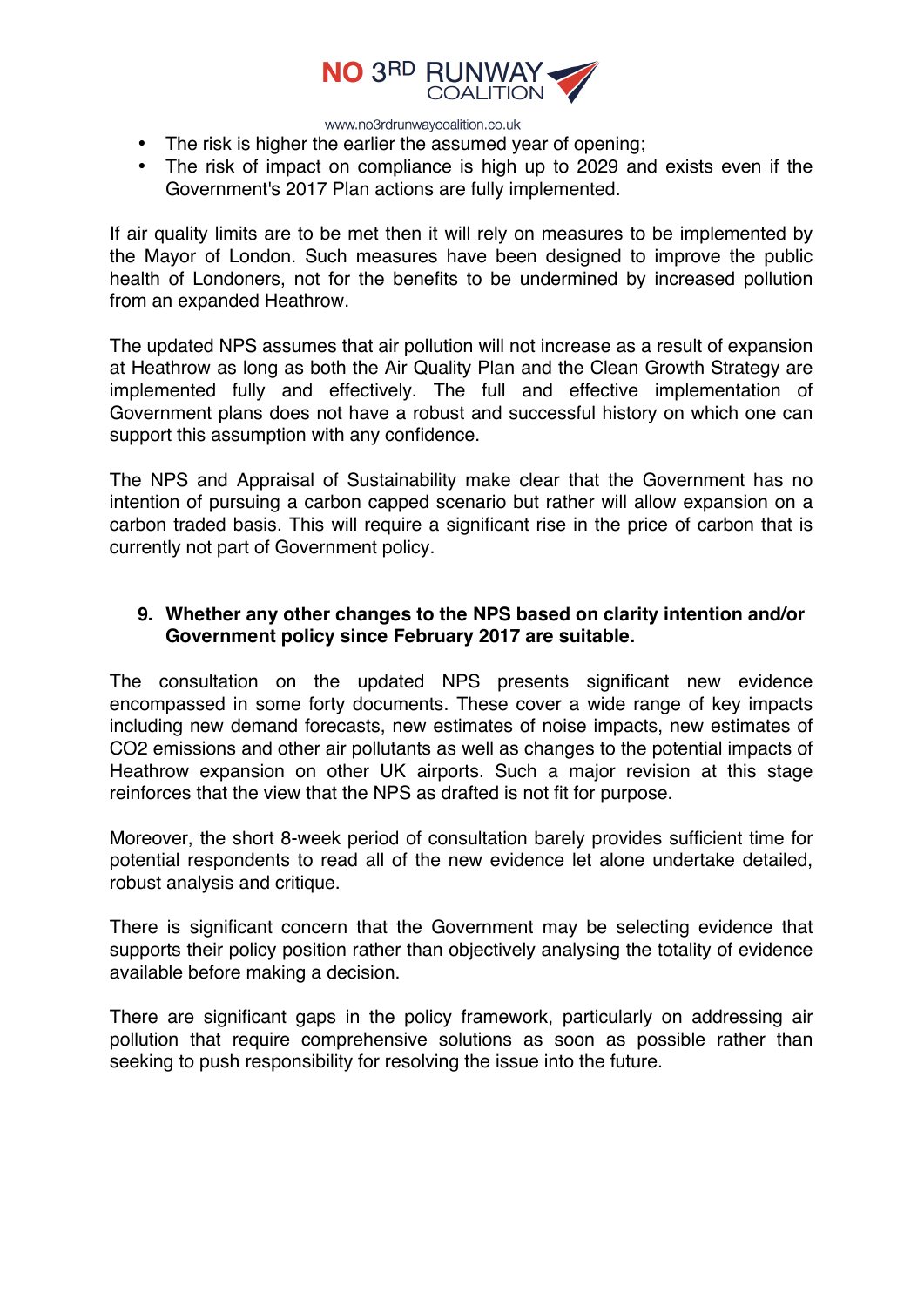- The risk is higher the earlier the assumed year of opening;
- The risk of impact on compliance is high up to 2029 and exists even if the Government's 2017 Plan actions are fully implemented.

If air quality limits are to be met then it will rely on measures to be implemented by the Mayor of London. Such measures have been designed to improve the public health of Londoners, not for the benefits to be undermined by increased pollution from an expanded Heathrow.

The updated NPS assumes that air pollution will not increase as a result of expansion at Heathrow as long as both the Air Quality Plan and the Clean Growth Strategy are implemented fully and effectively. The full and effective implementation of Government plans does not have a robust and successful history on which one can support this assumption with any confidence.

The NPS and Appraisal of Sustainability make clear that the Government has no intention of pursuing a carbon capped scenario but rather will allow expansion on a carbon traded basis. This will require a significant rise in the price of carbon that is currently not part of Government policy.

**9. Whether any other changes to the NPS based on clarity intention and/or Government policy since February 2017 are suitable.**

The consultation on the updated NPS presents significant new evidence encompassed in some forty documents. These cover a wide range of key impacts including new demand forecasts, new estimates of noise impacts, new estimates of $CO_2$ emissions and other air pollutants as well as changes to the potential impacts of Heathrow expansion on other UK airports. Such a major revision at this stage reinforces that the view that the NPS as drafted is not fit for purpose.

Moreover, the short 8-week period of consultation barely provides sufficient time for potential respondents to read all of the new evidence let alone undertake detailed, robust analysis and critique.

There is significant concern that the Government may be selecting evidence that supports their policy position rather than objectively analysing the totality of evidence available before making a decision.

There are significant gaps in the policy framework, particularly on addressing air pollution that require comprehensive solutions as soon as possible rather than seeking to push responsibility for resolving the issue into the future.